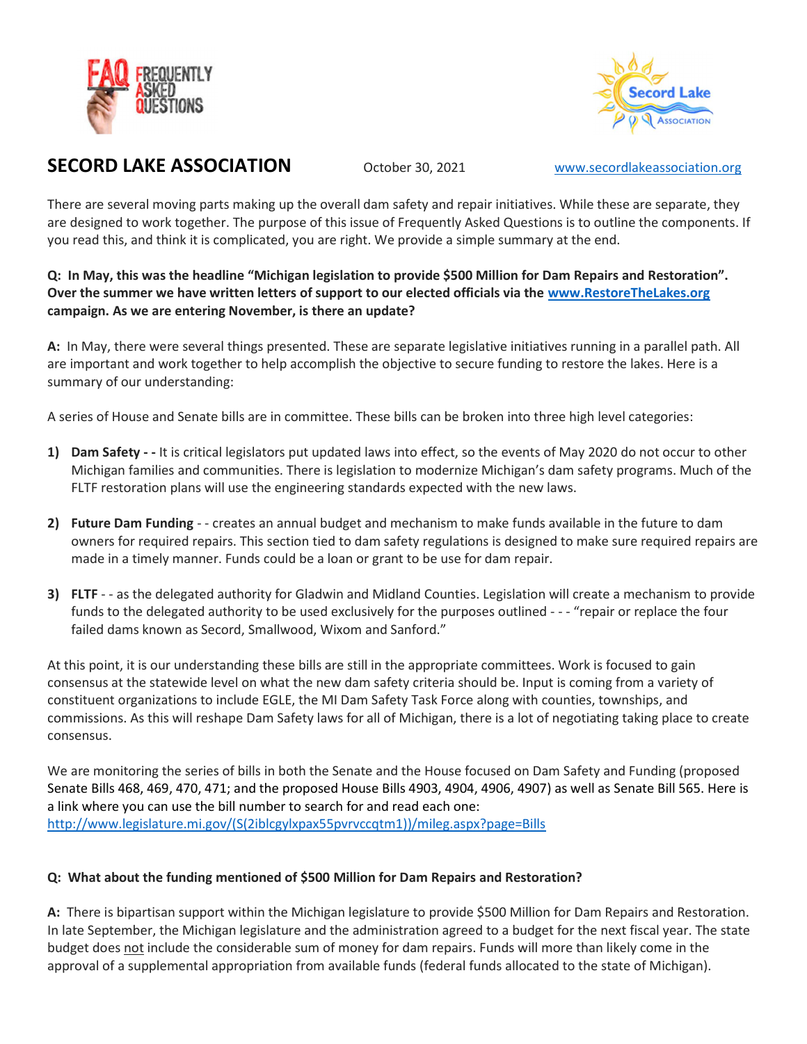# SECORD LAKE ASSOCIATION

October 30, 2021

[www.secordlakeassociation.org](http://www.secordlakeassociation.org)

There are several moving parts making up the overall dam safety and repair initiatives. While these are separate, they are designed to work together. The purpose of this issue of Frequently Asked Questions is to outline the components. If you read this, and think it is complicated, you are right. We provide a simple summary at the end.

**Q: In May, this was the headline "Michigan legislation to provide $500 Million for Dam Repairs and Restoration". Over the summer we have written letters of support to our elected officials via the [www.RestoreTheLakes.org](http://www.RestoreTheLakes.org) campaign. As we are entering November, is there an update?**

**A:** In May, there were several things presented. These are separate legislative initiatives running in a parallel path. All are important and work together to help accomplish the objective to secure funding to restore the lakes. Here is a summary of our understanding:

A series of House and Senate bills are in committee. These bills can be broken into three high level categories:

1) **Dam Safety - -** It is critical legislators put updated laws into effect, so the events of May 2020 do not occur to other Michigan families and communities. There is legislation to modernize Michigan's dam safety programs. Much of the FLTF restoration plans will use the engineering standards expected with the new laws.

2) **Future Dam Funding** - - creates an annual budget and mechanism to make funds available in the future to dam owners for required repairs. This section tied to dam safety regulations is designed to make sure required repairs are made in a timely manner. Funds could be a loan or grant to be use for dam repair.

3) **FLTF** - - as the delegated authority for Gladwin and Midland Counties. Legislation will create a mechanism to provide funds to the delegated authority to be used exclusively for the purposes outlined - - - "repair or replace the four failed dams known as Secord, Smallwood, Wixom and Sanford."

At this point, it is our understanding these bills are still in the appropriate committees. Work is focused to gain consensus at the statewide level on what the new dam safety criteria should be. Input is coming from a variety of constituent organizations to include EGLE, the MI Dam Safety Task Force along with counties, townships, and commissions. As this will reshape Dam Safety laws for all of Michigan, there is a lot of negotiating taking place to create consensus.

We are monitoring the series of bills in both the Senate and the House focused on Dam Safety and Funding (proposed Senate Bills 468, 469, 470, 471; and the proposed House Bills 4903, 4904, 4906, 4907) as well as Senate Bill 565. Here is a link where you can use the bill number to search for and read each one:
[http://www.legislature.mi.gov/(S(2iblcgylxpax55pvrvccqtm1))/mileg.aspx?page=Bills](http://www.legislature.mi.gov/(S(2iblcgylxpax55pvrvccqtm1))/mileg.aspx?page=Bills)

**Q: What about the funding mentioned of $500 Million for Dam Repairs and Restoration?**

**A:** There is bipartisan support within the Michigan legislature to provide $500 Million for Dam Repairs and Restoration. In late September, the Michigan legislature and the administration agreed to a budget for the next fiscal year. The state budget does <u>not</u> include the considerable sum of money for dam repairs. Funds will more than likely come in the approval of a supplemental appropriation from available funds (federal funds allocated to the state of Michigan).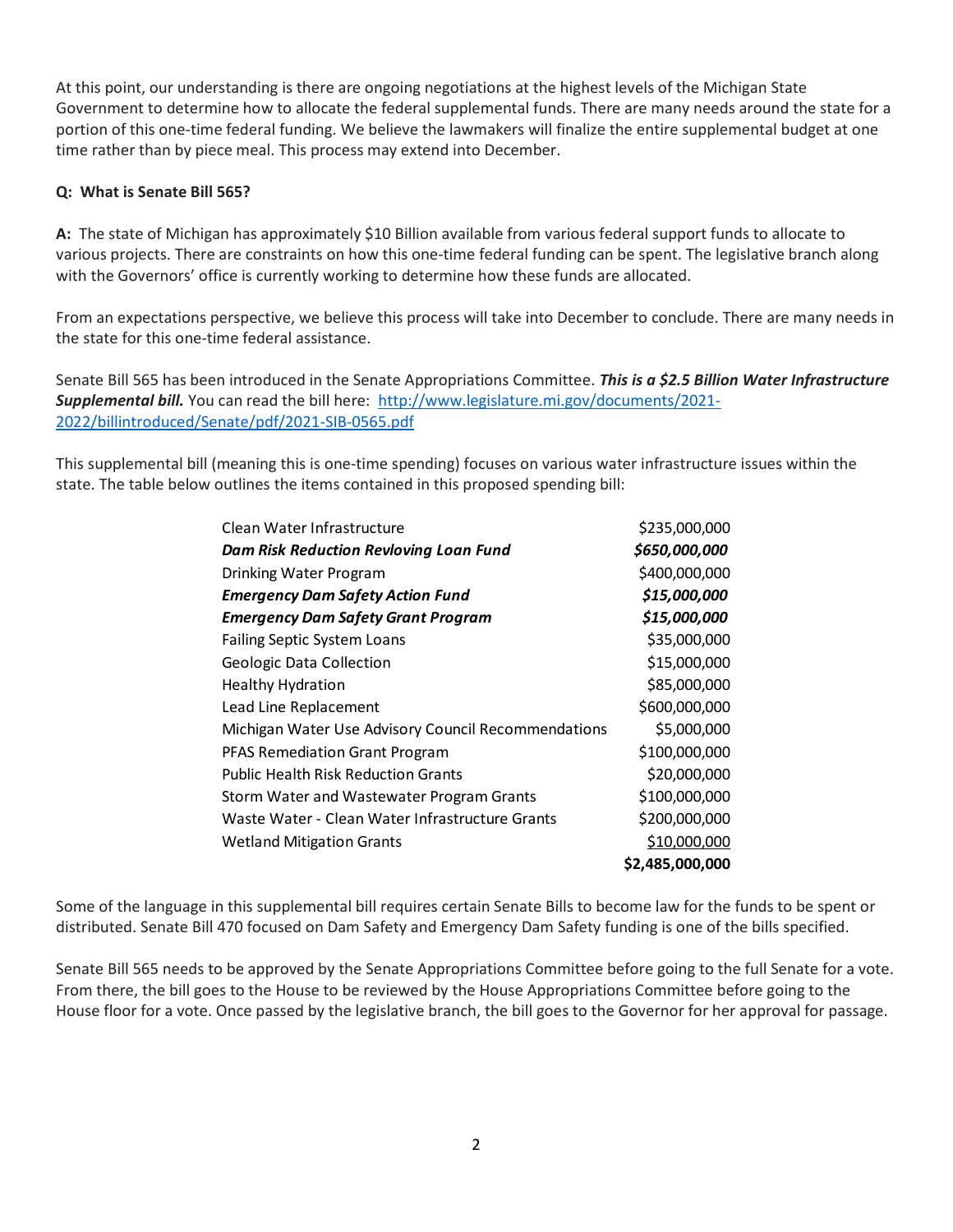At this point, our understanding is there are ongoing negotiations at the highest levels of the Michigan State Government to determine how to allocate the federal supplemental funds. There are many needs around the state for a portion of this one-time federal funding. We believe the lawmakers will finalize the entire supplemental budget at one time rather than by piece meal. This process may extend into December.

**Q: What is Senate Bill 565?**

**A:** The state of Michigan has approximately $10 Billion available from various federal support funds to allocate to various projects. There are constraints on how this one-time federal funding can be spent. The legislative branch along with the Governors' office is currently working to determine how these funds are allocated.

From an expectations perspective, we believe this process will take into December to conclude. There are many needs in the state for this one-time federal assistance.

Senate Bill 565 has been introduced in the Senate Appropriations Committee. ***This is a $2.5 Billion Water Infrastructure Supplemental bill.*** You can read the bill here: [http://www.legislature.mi.gov/documents/2021-2022/billintroduced/Senate/pdf/2021-SIB-0565.pdf](http://www.legislature.mi.gov/documents/2021-2022/billintroduced/Senate/pdf/2021-SIB-0565.pdf)

This supplemental bill (meaning this is one-time spending) focuses on various water infrastructure issues within the state. The table below outlines the items contained in this proposed spending bill:

| Item | Amount |
|---|---|
| Clean Water Infrastructure | $235,000,000 |
| ***Dam Risk Reduction Revloving Loan Fund*** | ***$650,000,000*** |
| Drinking Water Program | $400,000,000 |
| ***Emergency Dam Safety Action Fund*** | ***$15,000,000*** |
| ***Emergency Dam Safety Grant Program*** | ***$15,000,000*** |
| Failing Septic System Loans | $35,000,000 |
| Geologic Data Collection | $15,000,000 |
| Healthy Hydration | $85,000,000 |
| Lead Line Replacement | $600,000,000 |
| Michigan Water Use Advisory Council Recommendations | $5,000,000 |
| PFAS Remediation Grant Program | $100,000,000 |
| Public Health Risk Reduction Grants | $20,000,000 |
| Storm Water and Wastewater Program Grants | $100,000,000 |
| Waste Water - Clean Water Infrastructure Grants | $200,000,000 |
| Wetland Mitigation Grants | $10,000,000 |
| | **$2,485,000,000** |

Some of the language in this supplemental bill requires certain Senate Bills to become law for the funds to be spent or distributed. Senate Bill 470 focused on Dam Safety and Emergency Dam Safety funding is one of the bills specified.

Senate Bill 565 needs to be approved by the Senate Appropriations Committee before going to the full Senate for a vote. From there, the bill goes to the House to be reviewed by the House Appropriations Committee before going to the House floor for a vote. Once passed by the legislative branch, the bill goes to the Governor for her approval for passage.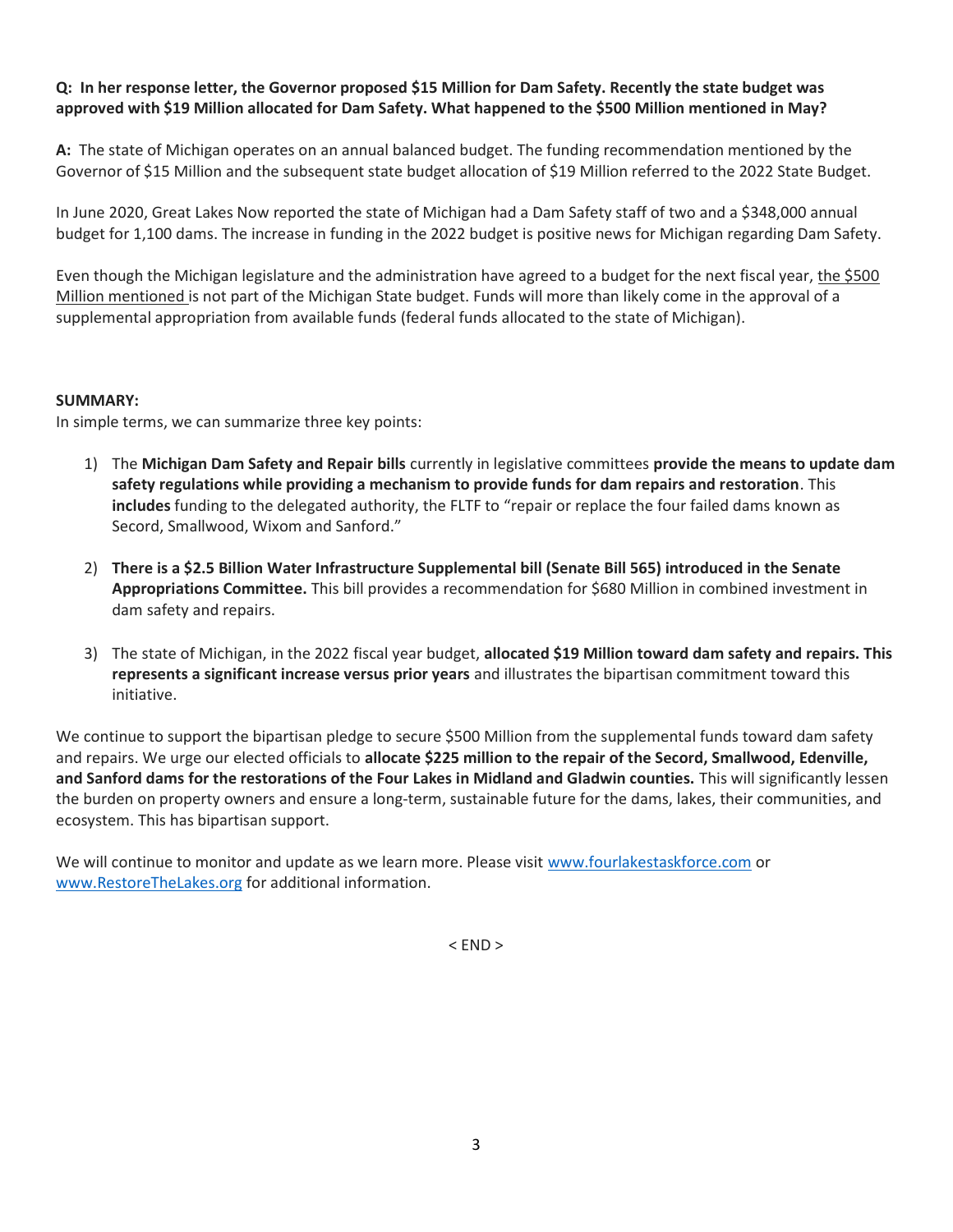**Q: In her response letter, the Governor proposed $15 Million for Dam Safety. Recently the state budget was approved with $19 Million allocated for Dam Safety. What happened to the $500 Million mentioned in May?**

**A:** The state of Michigan operates on an annual balanced budget. The funding recommendation mentioned by the Governor of $15 Million and the subsequent state budget allocation of $19 Million referred to the 2022 State Budget.

In June 2020, Great Lakes Now reported the state of Michigan had a Dam Safety staff of two and a $348,000 annual budget for 1,100 dams. The increase in funding in the 2022 budget is positive news for Michigan regarding Dam Safety.

Even though the Michigan legislature and the administration have agreed to a budget for the next fiscal year, the $500 Million mentioned is not part of the Michigan State budget. Funds will more than likely come in the approval of a supplemental appropriation from available funds (federal funds allocated to the state of Michigan).

**SUMMARY:**

In simple terms, we can summarize three key points:

1) The **Michigan Dam Safety and Repair bills** currently in legislative committees **provide the means to update dam safety regulations while providing a mechanism to provide funds for dam repairs and restoration**. This **includes** funding to the delegated authority, the FLTF to "repair or replace the four failed dams known as Secord, Smallwood, Wixom and Sanford."

2) **There is a $2.5 Billion Water Infrastructure Supplemental bill (Senate Bill 565) introduced in the Senate Appropriations Committee.** This bill provides a recommendation for $680 Million in combined investment in dam safety and repairs.

3) The state of Michigan, in the 2022 fiscal year budget, **allocated $19 Million toward dam safety and repairs. This represents a significant increase versus prior years** and illustrates the bipartisan commitment toward this initiative.

We continue to support the bipartisan pledge to secure $500 Million from the supplemental funds toward dam safety and repairs. We urge our elected officials to **allocate $225 million to the repair of the Secord, Smallwood, Edenville, and Sanford dams for the restorations of the Four Lakes in Midland and Gladwin counties.** This will significantly lessen the burden on property owners and ensure a long-term, sustainable future for the dams, lakes, their communities, and ecosystem. This has bipartisan support.

We will continue to monitor and update as we learn more. Please visit www.fourlakestaskforce.com or www.RestoreTheLakes.org for additional information.

< END >